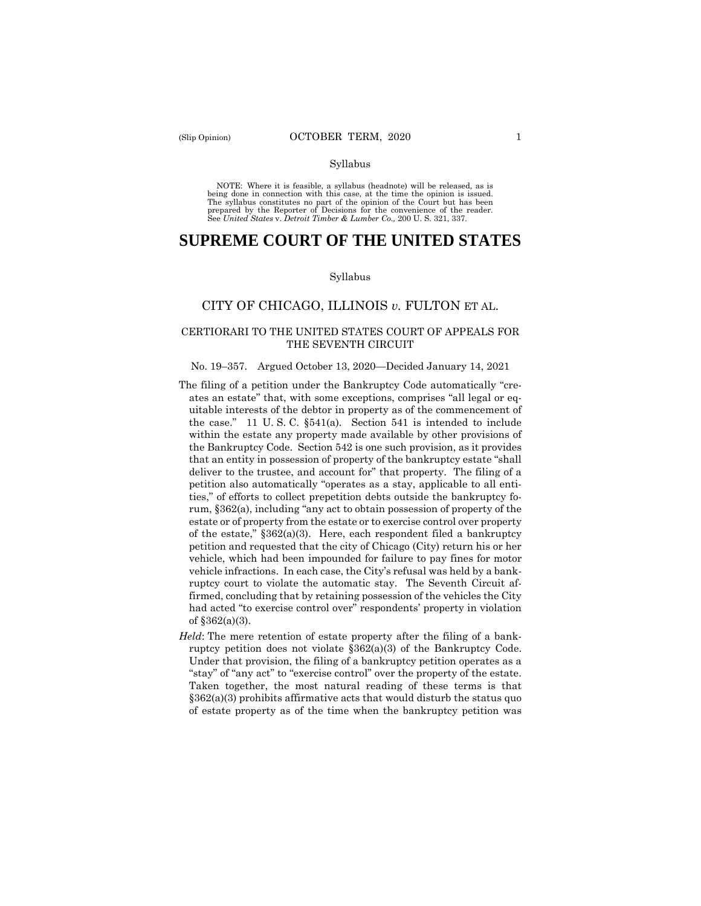Syllabus

NOTE: Where it is feasible, a syllabus (headnote) will be released, as is being done in connection with this case, at the time the opinion is issued. The syllabus constitutes no part of the opinion of the Court but has been prepared by the Reporter of Decisions for the convenience of the reader. See *United States* v. *Detroit Timber & Lumber Co.,* 200 U. S. 321, 337.

# SUPREME COURT OF THE UNITED STATES

Syllabus

## CITY OF CHICAGO, ILLINOIS *v.* FULTON ET AL.

### CERTIORARI TO THE UNITED STATES COURT OF APPEALS FOR THE SEVENTH CIRCUIT

No. 19–357. Argued October 13, 2020—Decided January 14, 2021

The filing of a petition under the Bankruptcy Code automatically "creates an estate" that, with some exceptions, comprises "all legal or equitable interests of the debtor in property as of the commencement of the case." 11 U. S. C. §541(a). Section 541 is intended to include within the estate any property made available by other provisions of the Bankruptcy Code. Section 542 is one such provision, as it provides that an entity in possession of property of the bankruptcy estate "shall deliver to the trustee, and account for" that property. The filing of a petition also automatically "operates as a stay, applicable to all entities," of efforts to collect prepetition debts outside the bankruptcy forum, §362(a), including "any act to obtain possession of property of the estate or of property from the estate or to exercise control over property of the estate," §362(a)(3). Here, each respondent filed a bankruptcy petition and requested that the city of Chicago (City) return his or her vehicle, which had been impounded for failure to pay fines for motor vehicle infractions. In each case, the City's refusal was held by a bankruptcy court to violate the automatic stay. The Seventh Circuit affirmed, concluding that by retaining possession of the vehicles the City had acted "to exercise control over" respondents' property in violation of §362(a)(3).

*Held*: The mere retention of estate property after the filing of a bankruptcy petition does not violate §362(a)(3) of the Bankruptcy Code. Under that provision, the filing of a bankruptcy petition operates as a "stay" of "any act" to "exercise control" over the property of the estate. Taken together, the most natural reading of these terms is that §362(a)(3) prohibits affirmative acts that would disturb the status quo of estate property as of the time when the bankruptcy petition was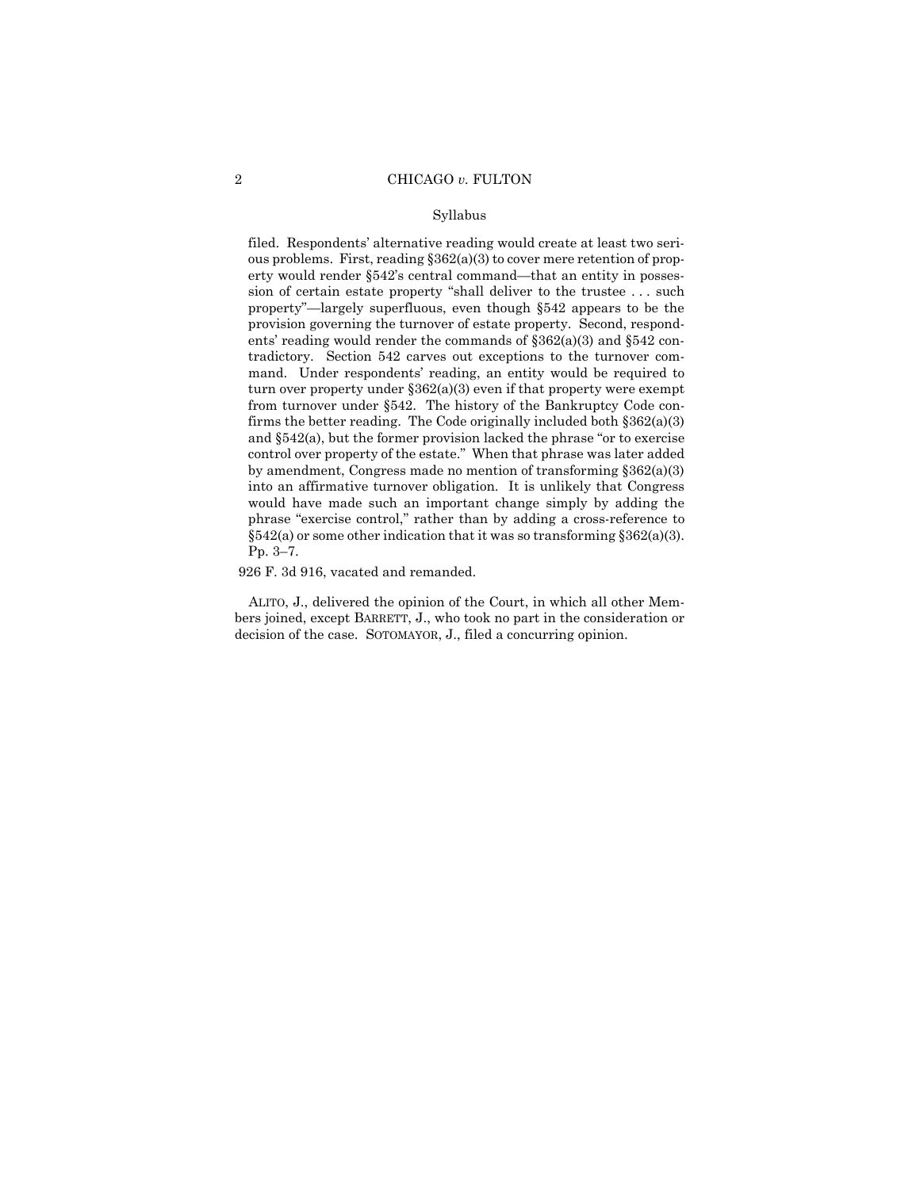Syllabus

filed. Respondents' alternative reading would create at least two serious problems. First, reading §362(a)(3) to cover mere retention of property would render §542's central command—that an entity in possession of certain estate property "shall deliver to the trustee . . . such property"—largely superfluous, even though §542 appears to be the provision governing the turnover of estate property. Second, respondents' reading would render the commands of §362(a)(3) and §542 contradictory. Section 542 carves out exceptions to the turnover command. Under respondents' reading, an entity would be required to turn over property under §362(a)(3) even if that property were exempt from turnover under §542. The history of the Bankruptcy Code confirms the better reading. The Code originally included both §362(a)(3) and §542(a), but the former provision lacked the phrase "or to exercise control over property of the estate." When that phrase was later added by amendment, Congress made no mention of transforming §362(a)(3) into an affirmative turnover obligation. It is unlikely that Congress would have made such an important change simply by adding the phrase "exercise control," rather than by adding a cross-reference to §542(a) or some other indication that it was so transforming §362(a)(3). Pp. 3–7.

926 F. 3d 916, vacated and remanded.

ALITO, J., delivered the opinion of the Court, in which all other Members joined, except BARRETT, J., who took no part in the consideration or decision of the case. SOTOMAYOR, J., filed a concurring opinion.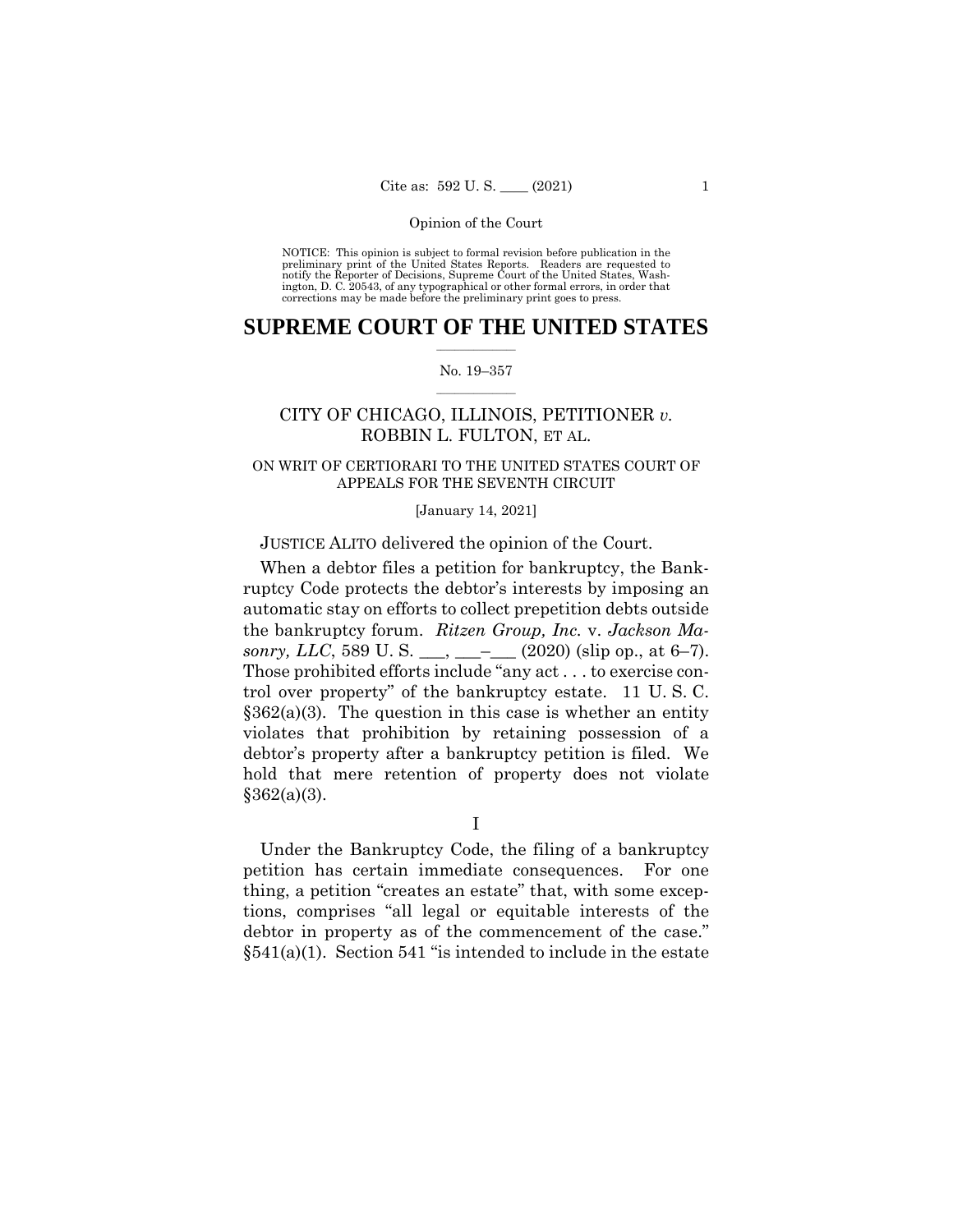Opinion of the Court

NOTICE: This opinion is subject to formal revision before publication in the preliminary print of the United States Reports. Readers are requested to notify the Reporter of Decisions, Supreme Court of the United States, Washington, D. C. 20543, of any typographical or other formal errors, in order that corrections may be made before the preliminary print goes to press.

# SUPREME COURT OF THE UNITED STATES

No. 19–357

CITY OF CHICAGO, ILLINOIS, PETITIONER *v.* ROBBIN L. FULTON, ET AL.

ON WRIT OF CERTIORARI TO THE UNITED STATES COURT OF APPEALS FOR THE SEVENTH CIRCUIT

[January 14, 2021]

JUSTICE ALITO delivered the opinion of the Court.

When a debtor files a petition for bankruptcy, the Bankruptcy Code protects the debtor's interests by imposing an automatic stay on efforts to collect prepetition debts outside the bankruptcy forum. *Ritzen Group, Inc.* v. *Jackson Masonry, LLC*, 589 U. S. ___, ___–___ (2020) (slip op., at 6–7). Those prohibited efforts include "any act . . . to exercise control over property" of the bankruptcy estate. 11 U. S. C. §362(a)(3). The question in this case is whether an entity violates that prohibition by retaining possession of a debtor's property after a bankruptcy petition is filed. We hold that mere retention of property does not violate §362(a)(3).

I

Under the Bankruptcy Code, the filing of a bankruptcy petition has certain immediate consequences. For one thing, a petition "creates an estate" that, with some exceptions, comprises "all legal or equitable interests of the debtor in property as of the commencement of the case." §541(a)(1). Section 541 "is intended to include in the estate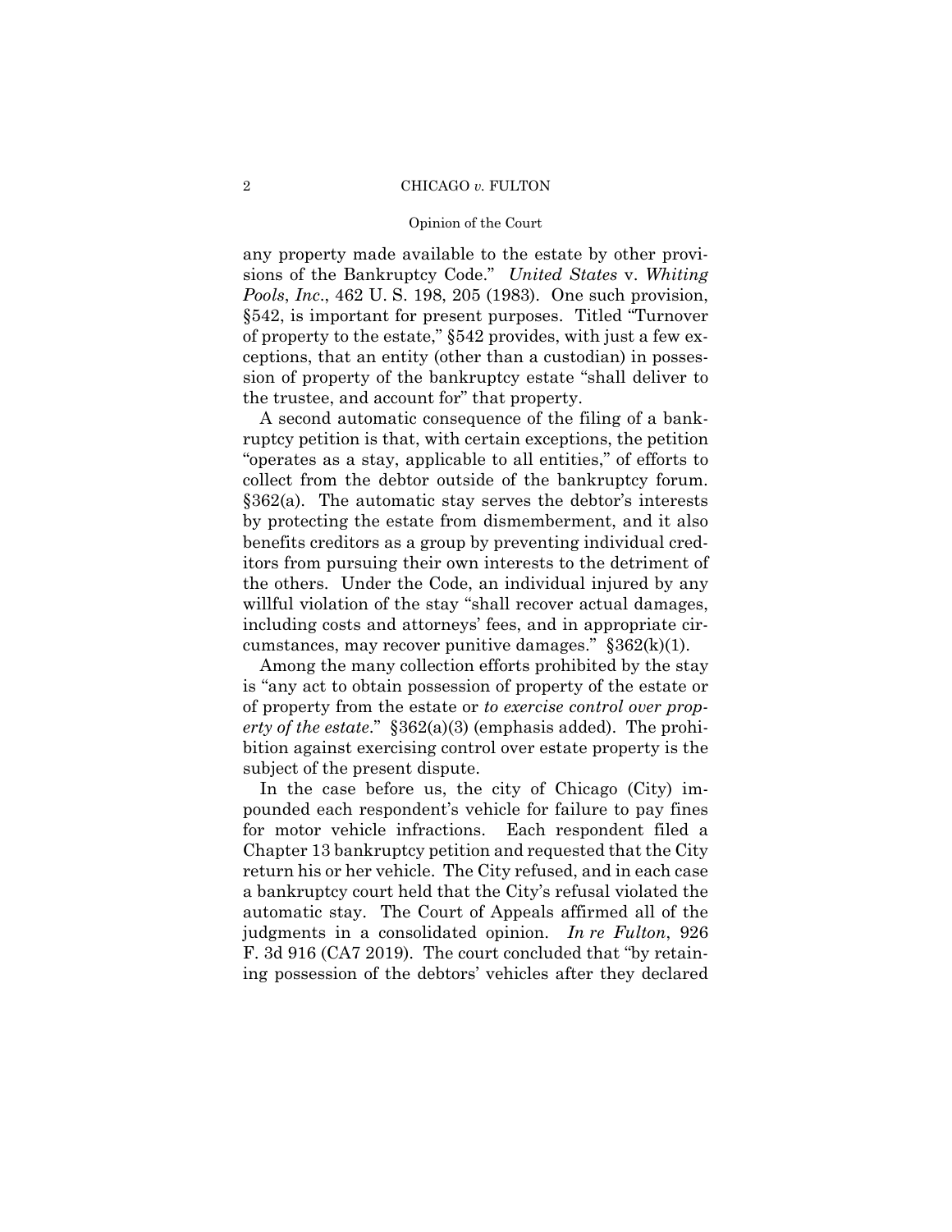any property made available to the estate by other provisions of the Bankruptcy Code." *United States* v. *Whiting Pools*, *Inc*., 462 U. S. 198, 205 (1983). One such provision, §542, is important for present purposes. Titled "Turnover of property to the estate," §542 provides, with just a few exceptions, that an entity (other than a custodian) in possession of property of the bankruptcy estate "shall deliver to the trustee, and account for" that property.

A second automatic consequence of the filing of a bankruptcy petition is that, with certain exceptions, the petition "operates as a stay, applicable to all entities," of efforts to collect from the debtor outside of the bankruptcy forum. §362(a). The automatic stay serves the debtor's interests by protecting the estate from dismemberment, and it also benefits creditors as a group by preventing individual creditors from pursuing their own interests to the detriment of the others. Under the Code, an individual injured by any willful violation of the stay "shall recover actual damages, including costs and attorneys' fees, and in appropriate circumstances, may recover punitive damages." §362(k)(1).

Among the many collection efforts prohibited by the stay is "any act to obtain possession of property of the estate or of property from the estate or *to exercise control over property of the estate*." §362(a)(3) (emphasis added). The prohibition against exercising control over estate property is the subject of the present dispute.

In the case before us, the city of Chicago (City) impounded each respondent's vehicle for failure to pay fines for motor vehicle infractions. Each respondent filed a Chapter 13 bankruptcy petition and requested that the City return his or her vehicle. The City refused, and in each case a bankruptcy court held that the City's refusal violated the automatic stay. The Court of Appeals affirmed all of the judgments in a consolidated opinion. *In re Fulton*, 926 F. 3d 916 (CA7 2019). The court concluded that "by retaining possession of the debtors' vehicles after they declared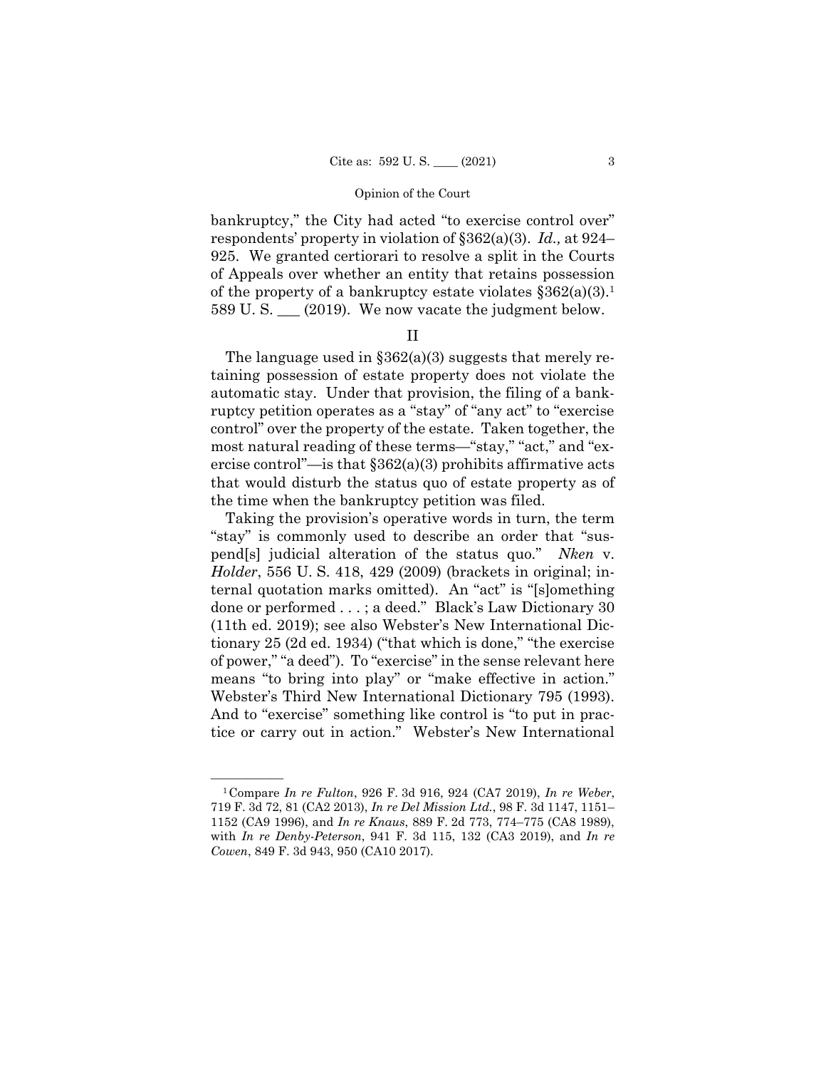bankruptcy," the City had acted "to exercise control over" respondents' property in violation of §362(a)(3). *Id.,* at 924–925. We granted certiorari to resolve a split in the Courts of Appeals over whether an entity that retains possession of the property of a bankruptcy estate violates §362(a)(3).[1] 589 U. S. ___ (2019). We now vacate the judgment below.

## II

The language used in §362(a)(3) suggests that merely retaining possession of estate property does not violate the automatic stay. Under that provision, the filing of a bankruptcy petition operates as a "stay" of "any act" to "exercise control" over the property of the estate. Taken together, the most natural reading of these terms—"stay," "act," and "exercise control"—is that §362(a)(3) prohibits affirmative acts that would disturb the status quo of estate property as of the time when the bankruptcy petition was filed.

Taking the provision's operative words in turn, the term "stay" is commonly used to describe an order that "suspend[s] judicial alteration of the status quo." *Nken* v. *Holder*, 556 U. S. 418, 429 (2009) (brackets in original; internal quotation marks omitted). An "act" is "[s]omething done or performed . . . ; a deed." Black's Law Dictionary 30 (11th ed. 2019); see also Webster's New International Dictionary 25 (2d ed. 1934) ("that which is done," "the exercise of power," "a deed"). To "exercise" in the sense relevant here means "to bring into play" or "make effective in action." Webster's Third New International Dictionary 795 (1993). And to "exercise" something like control is "to put in practice or carry out in action." Webster's New International

---

[1] Compare *In re Fulton*, 926 F. 3d 916, 924 (CA7 2019), *In re Weber*, 719 F. 3d 72, 81 (CA2 2013), *In re Del Mission Ltd.*, 98 F. 3d 1147, 1151–1152 (CA9 1996), and *In re Knaus*, 889 F. 2d 773, 774–775 (CA8 1989), with *In re Denby-Peterson*, 941 F. 3d 115, 132 (CA3 2019), and *In re Cowen*, 849 F. 3d 943, 950 (CA10 2017).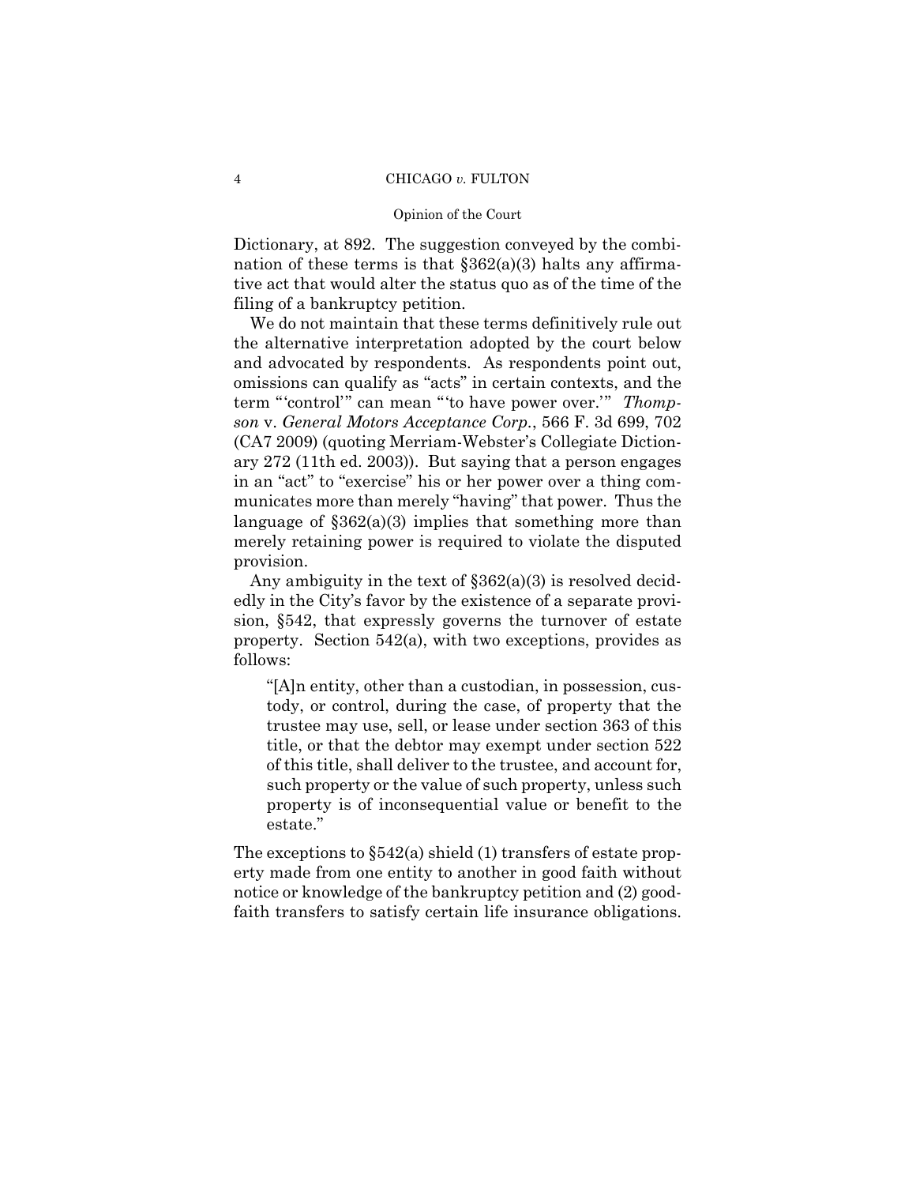Dictionary, at 892. The suggestion conveyed by the combination of these terms is that §362(a)(3) halts any affirmative act that would alter the status quo as of the time of the filing of a bankruptcy petition.

We do not maintain that these terms definitively rule out the alternative interpretation adopted by the court below and advocated by respondents. As respondents point out, omissions can qualify as "acts" in certain contexts, and the term "'control'" can mean "'to have power over.'" *Thompson* v. *General Motors Acceptance Corp.*, 566 F. 3d 699, 702 (CA7 2009) (quoting Merriam-Webster's Collegiate Dictionary 272 (11th ed. 2003)). But saying that a person engages in an "act" to "exercise" his or her power over a thing communicates more than merely "having" that power. Thus the language of §362(a)(3) implies that something more than merely retaining power is required to violate the disputed provision.

Any ambiguity in the text of §362(a)(3) is resolved decidedly in the City's favor by the existence of a separate provision, §542, that expressly governs the turnover of estate property. Section 542(a), with two exceptions, provides as follows:

> "[A]n entity, other than a custodian, in possession, custody, or control, during the case, of property that the trustee may use, sell, or lease under section 363 of this title, or that the debtor may exempt under section 522 of this title, shall deliver to the trustee, and account for, such property or the value of such property, unless such property is of inconsequential value or benefit to the estate."

The exceptions to §542(a) shield (1) transfers of estate property made from one entity to another in good faith without notice or knowledge of the bankruptcy petition and (2) good-faith transfers to satisfy certain life insurance obligations.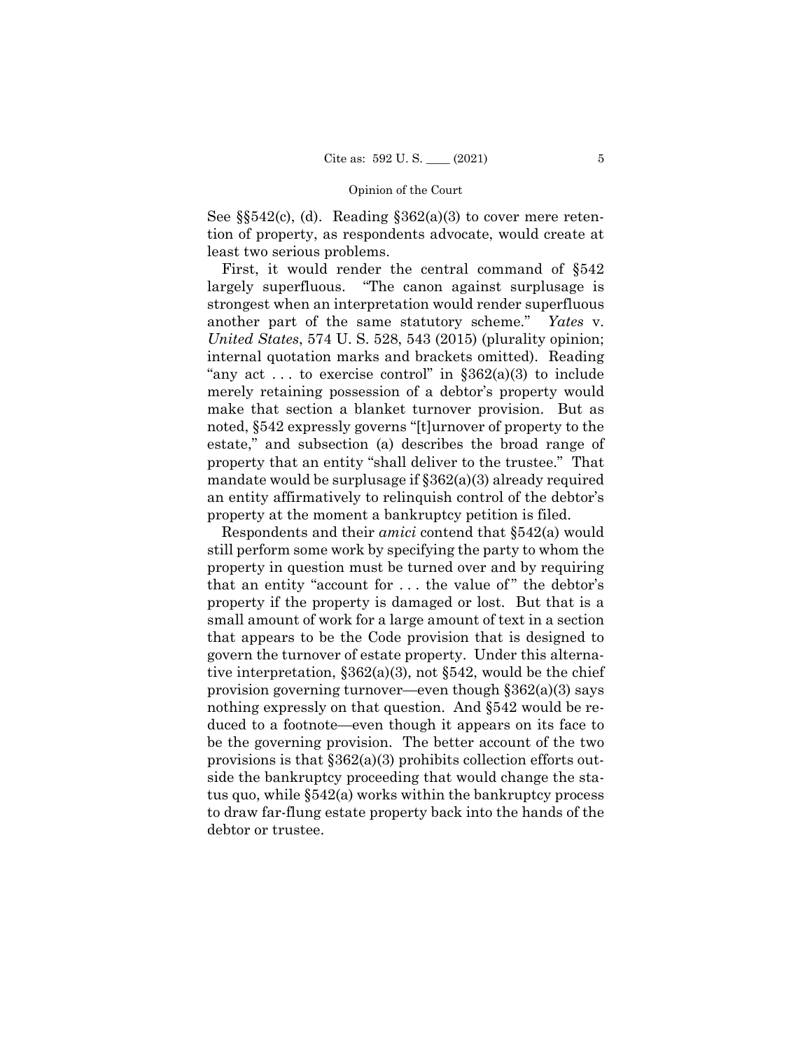See §§542(c), (d). Reading §362(a)(3) to cover mere retention of property, as respondents advocate, would create at least two serious problems.

First, it would render the central command of §542 largely superfluous. "The canon against surplusage is strongest when an interpretation would render superfluous another part of the same statutory scheme." *Yates* v. *United States*, 574 U. S. 528, 543 (2015) (plurality opinion; internal quotation marks and brackets omitted). Reading "any act . . . to exercise control" in §362(a)(3) to include merely retaining possession of a debtor's property would make that section a blanket turnover provision. But as noted, §542 expressly governs "[t]urnover of property to the estate," and subsection (a) describes the broad range of property that an entity "shall deliver to the trustee." That mandate would be surplusage if §362(a)(3) already required an entity affirmatively to relinquish control of the debtor's property at the moment a bankruptcy petition is filed.

Respondents and their *amici* contend that §542(a) would still perform some work by specifying the party to whom the property in question must be turned over and by requiring that an entity "account for . . . the value of" the debtor's property if the property is damaged or lost. But that is a small amount of work for a large amount of text in a section that appears to be the Code provision that is designed to govern the turnover of estate property. Under this alternative interpretation, §362(a)(3), not §542, would be the chief provision governing turnover—even though §362(a)(3) says nothing expressly on that question. And §542 would be reduced to a footnote—even though it appears on its face to be the governing provision. The better account of the two provisions is that §362(a)(3) prohibits collection efforts outside the bankruptcy proceeding that would change the status quo, while §542(a) works within the bankruptcy process to draw far-flung estate property back into the hands of the debtor or trustee.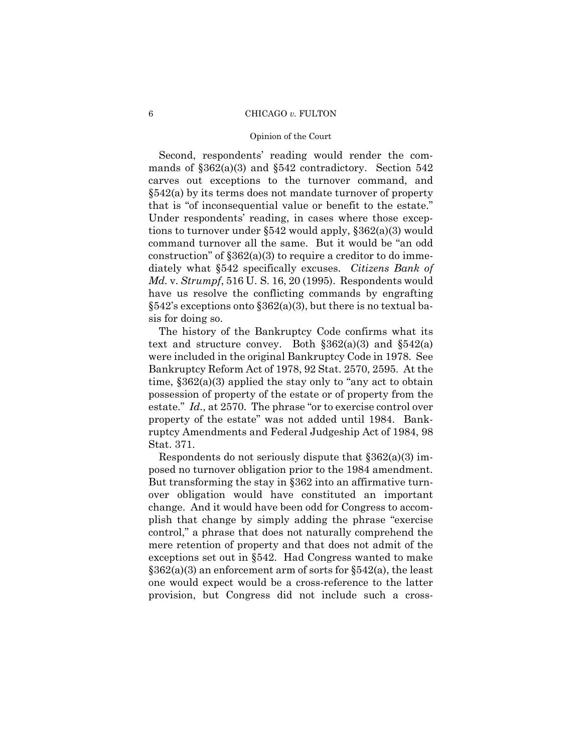Second, respondents' reading would render the commands of §362(a)(3) and §542 contradictory. Section 542 carves out exceptions to the turnover command, and §542(a) by its terms does not mandate turnover of property that is "of inconsequential value or benefit to the estate." Under respondents' reading, in cases where those exceptions to turnover under §542 would apply, §362(a)(3) would command turnover all the same. But it would be "an odd construction" of §362(a)(3) to require a creditor to do immediately what §542 specifically excuses. *Citizens Bank of Md.* v. *Strumpf*, 516 U. S. 16, 20 (1995). Respondents would have us resolve the conflicting commands by engrafting §542's exceptions onto §362(a)(3), but there is no textual basis for doing so.

The history of the Bankruptcy Code confirms what its text and structure convey. Both §362(a)(3) and §542(a) were included in the original Bankruptcy Code in 1978. See Bankruptcy Reform Act of 1978, 92 Stat. 2570, 2595. At the time, §362(a)(3) applied the stay only to "any act to obtain possession of property of the estate or of property from the estate." *Id.*, at 2570. The phrase "or to exercise control over property of the estate" was not added until 1984. Bankruptcy Amendments and Federal Judgeship Act of 1984, 98 Stat. 371.

Respondents do not seriously dispute that §362(a)(3) imposed no turnover obligation prior to the 1984 amendment. But transforming the stay in §362 into an affirmative turnover obligation would have constituted an important change. And it would have been odd for Congress to accomplish that change by simply adding the phrase "exercise control," a phrase that does not naturally comprehend the mere retention of property and that does not admit of the exceptions set out in §542. Had Congress wanted to make §362(a)(3) an enforcement arm of sorts for §542(a), the least one would expect would be a cross-reference to the latter provision, but Congress did not include such a cross-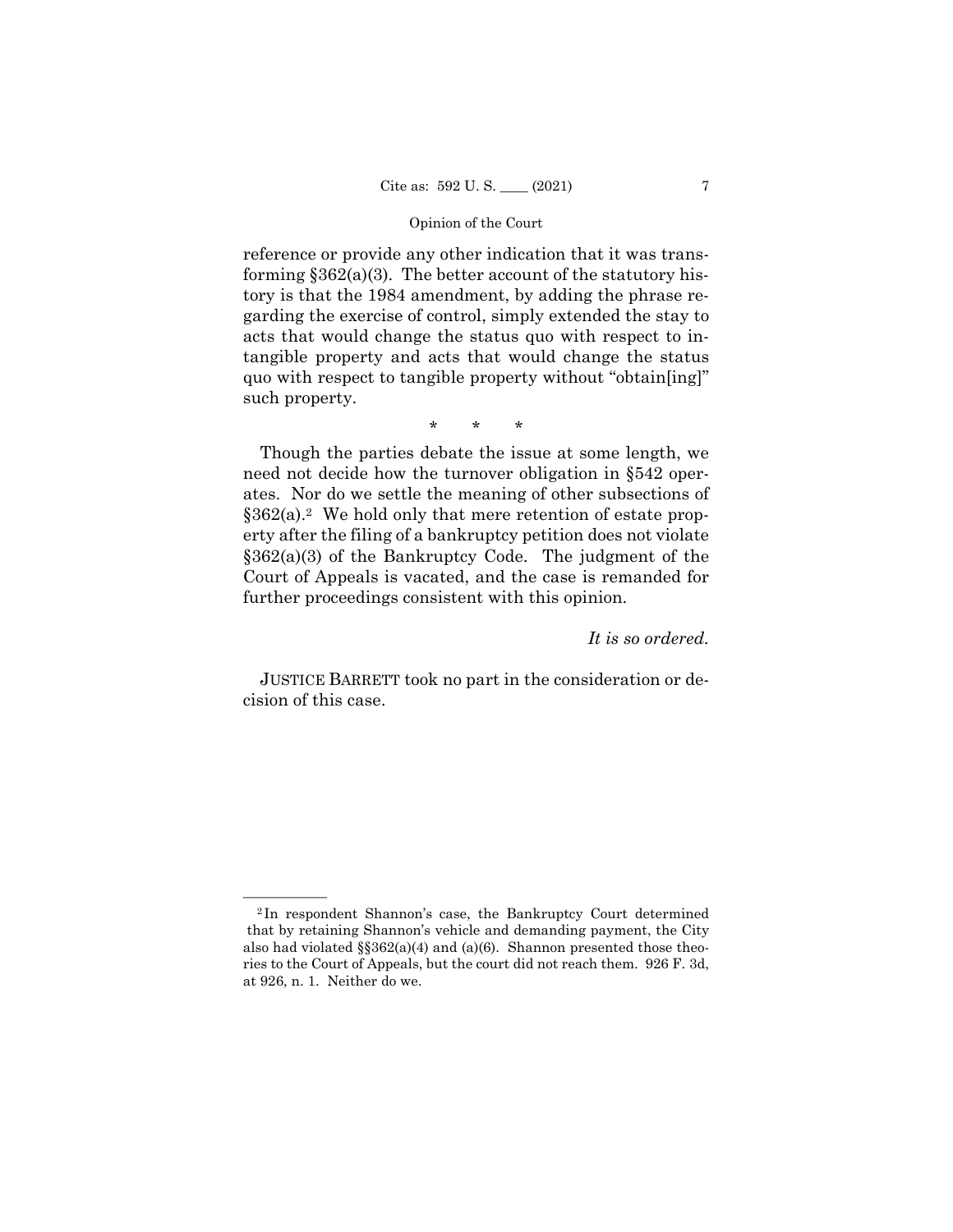reference or provide any other indication that it was transforming §362(a)(3). The better account of the statutory history is that the 1984 amendment, by adding the phrase regarding the exercise of control, simply extended the stay to acts that would change the status quo with respect to intangible property and acts that would change the status quo with respect to tangible property without "obtain[ing]" such property.

\* \* \*

Though the parties debate the issue at some length, we need not decide how the turnover obligation in §542 operates. Nor do we settle the meaning of other subsections of §362(a).[2] We hold only that mere retention of estate property after the filing of a bankruptcy petition does not violate §362(a)(3) of the Bankruptcy Code. The judgment of the Court of Appeals is vacated, and the case is remanded for further proceedings consistent with this opinion.

*It is so ordered.*

JUSTICE BARRETT took no part in the consideration or decision of this case.

---

[2] In respondent Shannon's case, the Bankruptcy Court determined that by retaining Shannon's vehicle and demanding payment, the City also had violated §§362(a)(4) and (a)(6). Shannon presented those theories to the Court of Appeals, but the court did not reach them. 926 F. 3d, at 926, n. 1. Neither do we.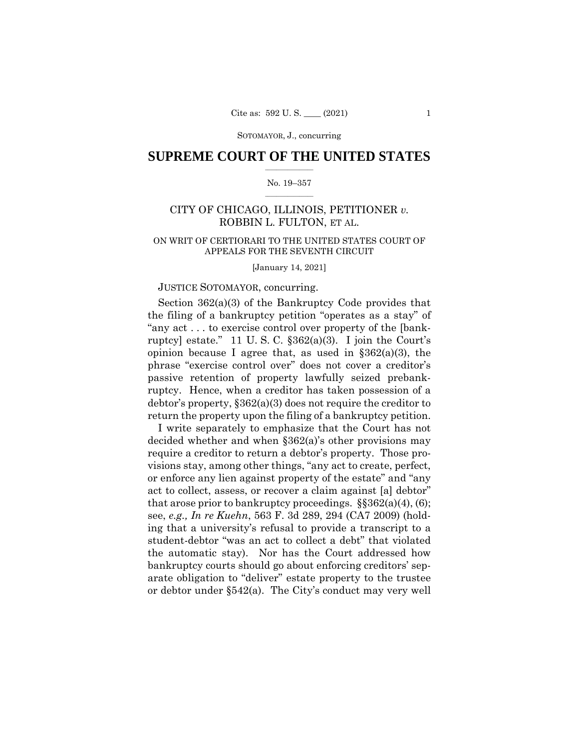# SUPREME COURT OF THE UNITED STATES

No. 19–357

CITY OF CHICAGO, ILLINOIS, PETITIONER *v.* ROBBIN L. FULTON, ET AL.

ON WRIT OF CERTIORARI TO THE UNITED STATES COURT OF APPEALS FOR THE SEVENTH CIRCUIT

[January 14, 2021]

JUSTICE SOTOMAYOR, concurring.

Section 362(a)(3) of the Bankruptcy Code provides that the filing of a bankruptcy petition "operates as a stay" of "any act . . . to exercise control over property of the [bankruptcy] estate." 11 U. S. C. §362(a)(3). I join the Court's opinion because I agree that, as used in §362(a)(3), the phrase "exercise control over" does not cover a creditor's passive retention of property lawfully seized prebankruptcy. Hence, when a creditor has taken possession of a debtor's property, §362(a)(3) does not require the creditor to return the property upon the filing of a bankruptcy petition.

I write separately to emphasize that the Court has not decided whether and when §362(a)'s other provisions may require a creditor to return a debtor's property. Those provisions stay, among other things, "any act to create, perfect, or enforce any lien against property of the estate" and "any act to collect, assess, or recover a claim against [a] debtor" that arose prior to bankruptcy proceedings. §§362(a)(4), (6); see, *e.g., In re Kuehn*, 563 F. 3d 289, 294 (CA7 2009) (holding that a university's refusal to provide a transcript to a student-debtor "was an act to collect a debt" that violated the automatic stay). Nor has the Court addressed how bankruptcy courts should go about enforcing creditors' separate obligation to "deliver" estate property to the trustee or debtor under §542(a). The City's conduct may very well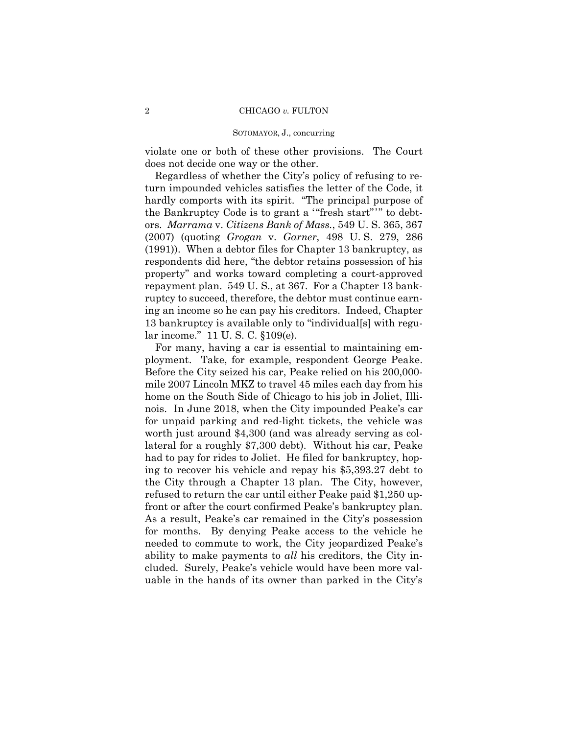violate one or both of these other provisions. The Court does not decide one way or the other.

Regardless of whether the City's policy of refusing to return impounded vehicles satisfies the letter of the Code, it hardly comports with its spirit. "The principal purpose of the Bankruptcy Code is to grant a '"fresh start"'" to debtors. *Marrama* v. *Citizens Bank of Mass.*, 549 U. S. 365, 367 (2007) (quoting *Grogan* v. *Garner*, 498 U. S. 279, 286 (1991)). When a debtor files for Chapter 13 bankruptcy, as respondents did here, "the debtor retains possession of his property" and works toward completing a court-approved repayment plan. 549 U. S., at 367. For a Chapter 13 bankruptcy to succeed, therefore, the debtor must continue earning an income so he can pay his creditors. Indeed, Chapter 13 bankruptcy is available only to "individual[s] with regular income." 11 U. S. C. §109(e).

For many, having a car is essential to maintaining employment. Take, for example, respondent George Peake. Before the City seized his car, Peake relied on his 200,000-mile 2007 Lincoln MKZ to travel 45 miles each day from his home on the South Side of Chicago to his job in Joliet, Illinois. In June 2018, when the City impounded Peake's car for unpaid parking and red-light tickets, the vehicle was worth just around $4,300 (and was already serving as collateral for a roughly $7,300 debt). Without his car, Peake had to pay for rides to Joliet. He filed for bankruptcy, hoping to recover his vehicle and repay his $5,393.27 debt to the City through a Chapter 13 plan. The City, however, refused to return the car until either Peake paid $1,250 upfront or after the court confirmed Peake's bankruptcy plan. As a result, Peake's car remained in the City's possession for months. By denying Peake access to the vehicle he needed to commute to work, the City jeopardized Peake's ability to make payments to *all* his creditors, the City included. Surely, Peake's vehicle would have been more valuable in the hands of its owner than parked in the City's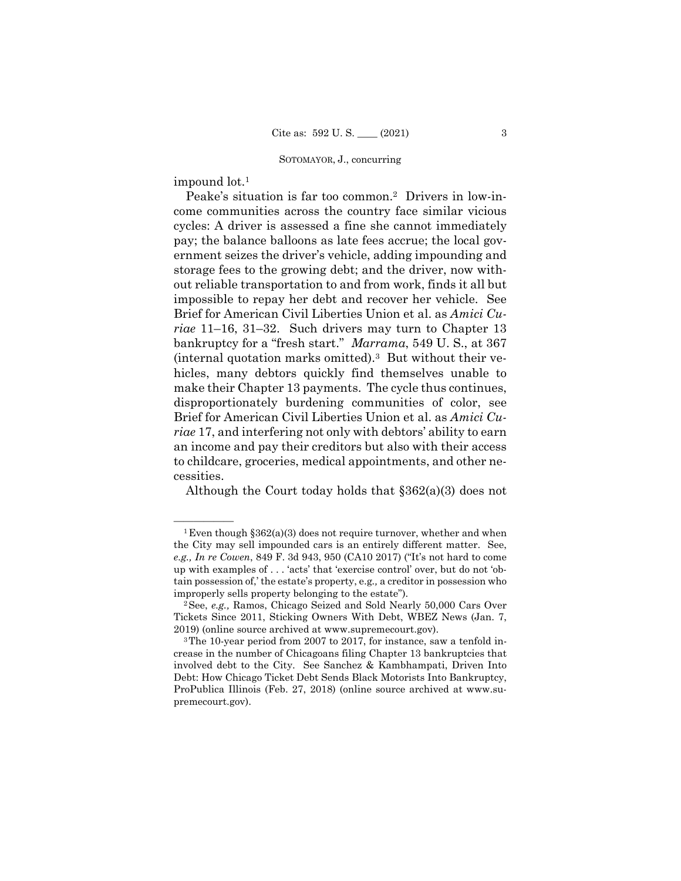impound lot.[1]

Peake's situation is far too common.[2] Drivers in low-income communities across the country face similar vicious cycles: A driver is assessed a fine she cannot immediately pay; the balance balloons as late fees accrue; the local government seizes the driver's vehicle, adding impounding and storage fees to the growing debt; and the driver, now without reliable transportation to and from work, finds it all but impossible to repay her debt and recover her vehicle. See Brief for American Civil Liberties Union et al. as *Amici Curiae* 11–16, 31–32. Such drivers may turn to Chapter 13 bankruptcy for a "fresh start." *Marrama*, 549 U. S., at 367 (internal quotation marks omitted).[3] But without their vehicles, many debtors quickly find themselves unable to make their Chapter 13 payments. The cycle thus continues, disproportionately burdening communities of color, see Brief for American Civil Liberties Union et al. as *Amici Curiae* 17, and interfering not only with debtors' ability to earn an income and pay their creditors but also with their access to childcare, groceries, medical appointments, and other necessities.

Although the Court today holds that §362(a)(3) does not

---

[1] Even though §362(a)(3) does not require turnover, whether and when the City may sell impounded cars is an entirely different matter. See, *e.g., In re Cowen*, 849 F. 3d 943, 950 (CA10 2017) ("It's not hard to come up with examples of . . . 'acts' that 'exercise control' over, but do not 'obtain possession of,' the estate's property, e.g., a creditor in possession who improperly sells property belonging to the estate").

[2] See, *e.g.,* Ramos, Chicago Seized and Sold Nearly 50,000 Cars Over Tickets Since 2011, Sticking Owners With Debt, WBEZ News (Jan. 7, 2019) (online source archived at www.supremecourt.gov).

[3] The 10-year period from 2007 to 2017, for instance, saw a tenfold increase in the number of Chicagoans filing Chapter 13 bankruptcies that involved debt to the City. See Sanchez & Kambhampati, Driven Into Debt: How Chicago Ticket Debt Sends Black Motorists Into Bankruptcy, ProPublica Illinois (Feb. 27, 2018) (online source archived at www.supremecourt.gov).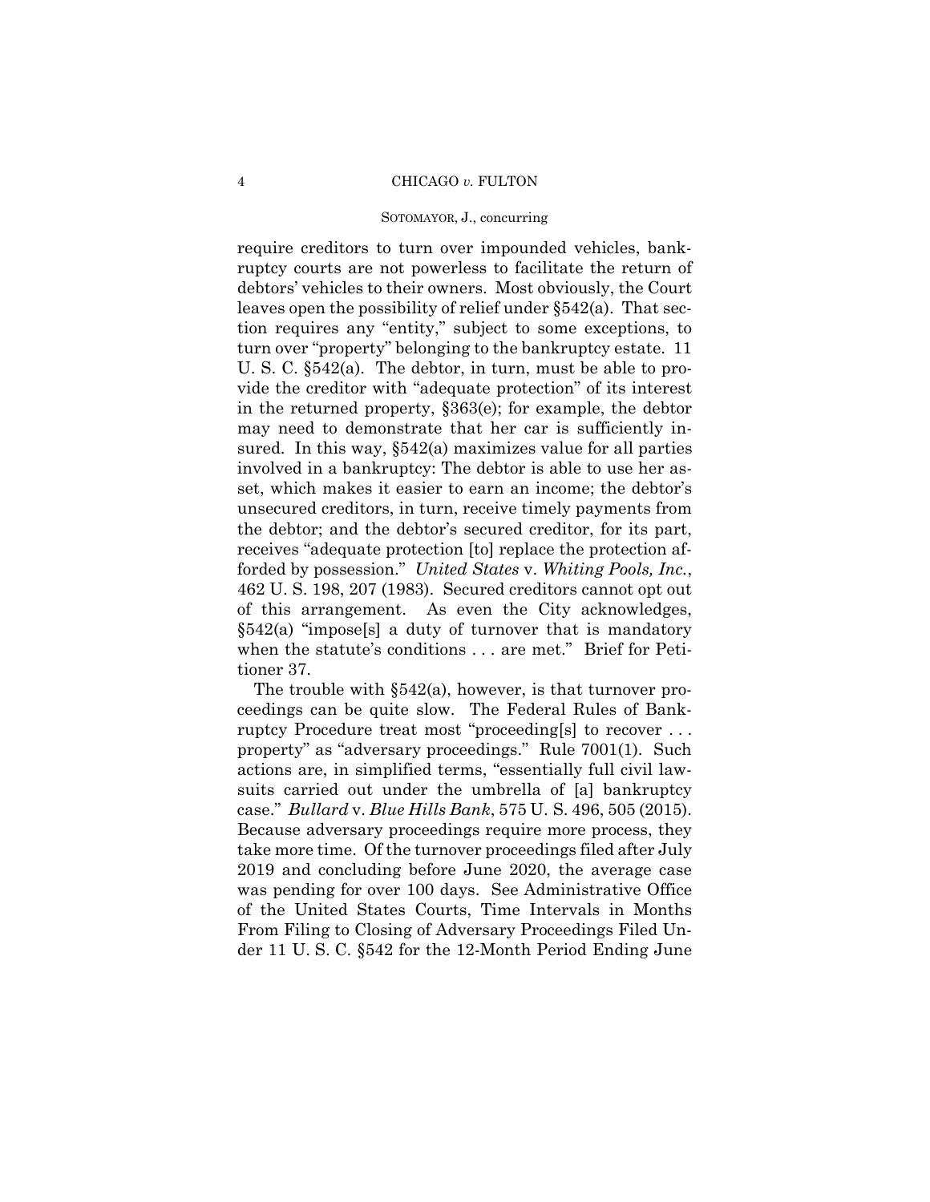require creditors to turn over impounded vehicles, bankruptcy courts are not powerless to facilitate the return of debtors' vehicles to their owners. Most obviously, the Court leaves open the possibility of relief under §542(a). That section requires any "entity," subject to some exceptions, to turn over "property" belonging to the bankruptcy estate. 11 U. S. C. §542(a). The debtor, in turn, must be able to provide the creditor with "adequate protection" of its interest in the returned property, §363(e); for example, the debtor may need to demonstrate that her car is sufficiently insured. In this way, §542(a) maximizes value for all parties involved in a bankruptcy: The debtor is able to use her asset, which makes it easier to earn an income; the debtor's unsecured creditors, in turn, receive timely payments from the debtor; and the debtor's secured creditor, for its part, receives "adequate protection [to] replace the protection afforded by possession." *United States* v. *Whiting Pools, Inc.*, 462 U. S. 198, 207 (1983). Secured creditors cannot opt out of this arrangement. As even the City acknowledges, §542(a) "impose[s] a duty of turnover that is mandatory when the statute's conditions . . . are met." Brief for Petitioner 37.

The trouble with §542(a), however, is that turnover proceedings can be quite slow. The Federal Rules of Bankruptcy Procedure treat most "proceeding[s] to recover . . . property" as "adversary proceedings." Rule 7001(1). Such actions are, in simplified terms, "essentially full civil lawsuits carried out under the umbrella of [a] bankruptcy case." *Bullard* v. *Blue Hills Bank*, 575 U. S. 496, 505 (2015). Because adversary proceedings require more process, they take more time. Of the turnover proceedings filed after July 2019 and concluding before June 2020, the average case was pending for over 100 days. See Administrative Office of the United States Courts, Time Intervals in Months From Filing to Closing of Adversary Proceedings Filed Under 11 U. S. C. §542 for the 12-Month Period Ending June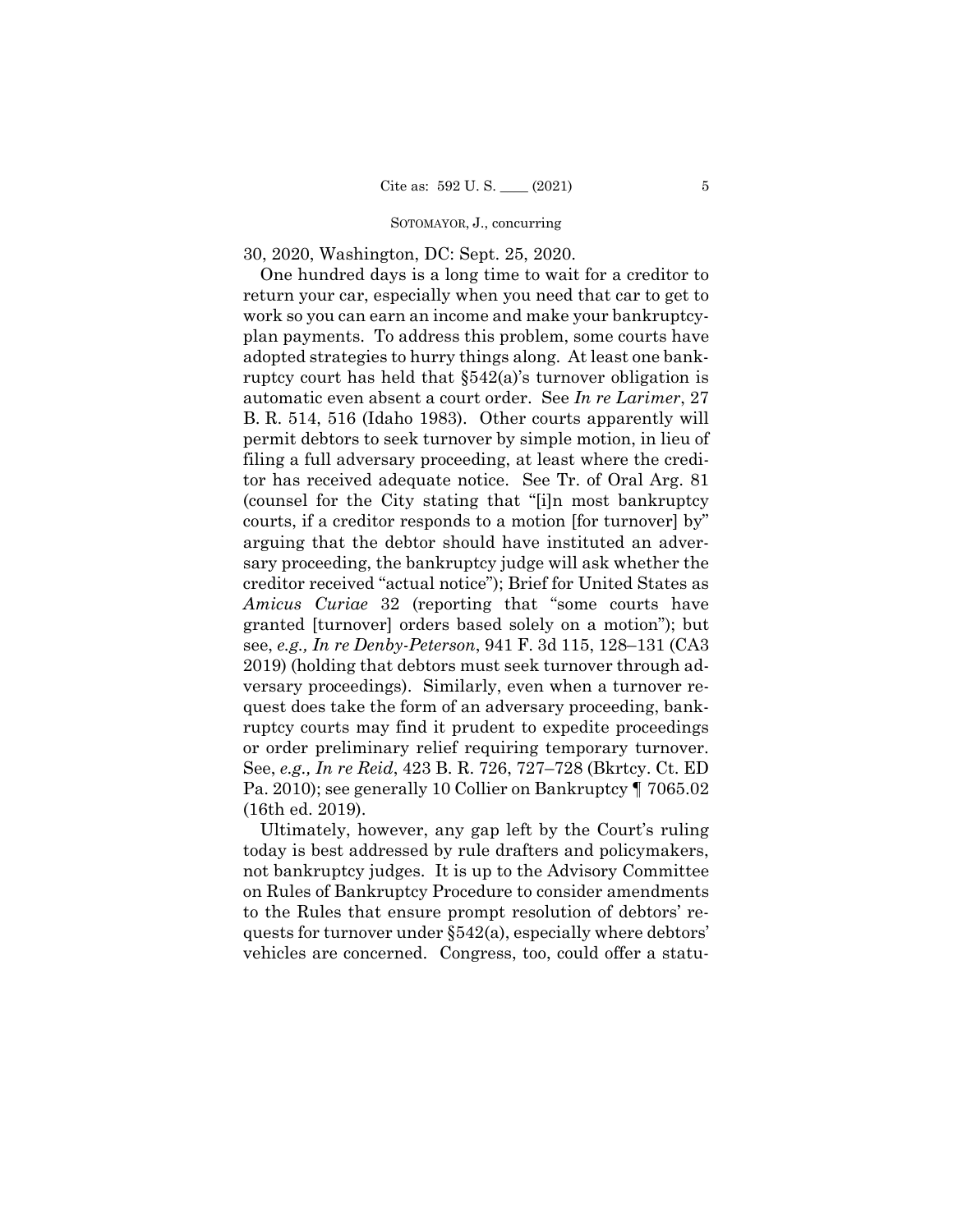30, 2020, Washington, DC: Sept. 25, 2020.

One hundred days is a long time to wait for a creditor to return your car, especially when you need that car to get to work so you can earn an income and make your bankruptcy-plan payments. To address this problem, some courts have adopted strategies to hurry things along. At least one bankruptcy court has held that §542(a)'s turnover obligation is automatic even absent a court order. See *In re Larimer*, 27 B. R. 514, 516 (Idaho 1983). Other courts apparently will permit debtors to seek turnover by simple motion, in lieu of filing a full adversary proceeding, at least where the creditor has received adequate notice. See Tr. of Oral Arg. 81 (counsel for the City stating that "[i]n most bankruptcy courts, if a creditor responds to a motion [for turnover] by" arguing that the debtor should have instituted an adversary proceeding, the bankruptcy judge will ask whether the creditor received "actual notice"); Brief for United States as *Amicus Curiae* 32 (reporting that "some courts have granted [turnover] orders based solely on a motion"); but see, *e.g., In re Denby-Peterson*, 941 F. 3d 115, 128–131 (CA3 2019) (holding that debtors must seek turnover through adversary proceedings). Similarly, even when a turnover request does take the form of an adversary proceeding, bankruptcy courts may find it prudent to expedite proceedings or order preliminary relief requiring temporary turnover. See, *e.g., In re Reid*, 423 B. R. 726, 727–728 (Bkrtcy. Ct. ED Pa. 2010); see generally 10 Collier on Bankruptcy ¶ 7065.02 (16th ed. 2019).

Ultimately, however, any gap left by the Court's ruling today is best addressed by rule drafters and policymakers, not bankruptcy judges. It is up to the Advisory Committee on Rules of Bankruptcy Procedure to consider amendments to the Rules that ensure prompt resolution of debtors' requests for turnover under §542(a), especially where debtors' vehicles are concerned. Congress, too, could offer a statu-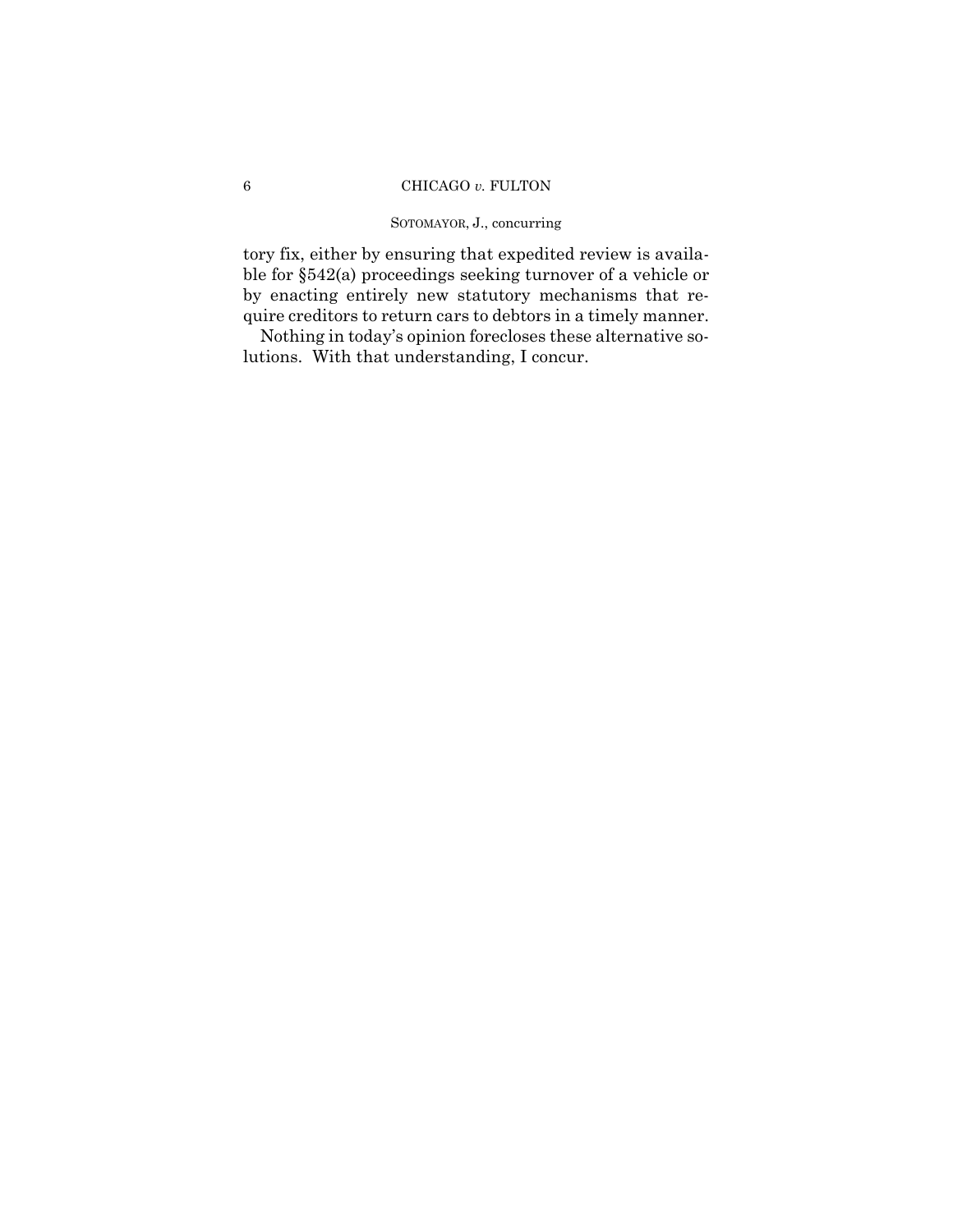tory fix, either by ensuring that expedited review is available for §542(a) proceedings seeking turnover of a vehicle or by enacting entirely new statutory mechanisms that require creditors to return cars to debtors in a timely manner.

Nothing in today's opinion forecloses these alternative solutions. With that understanding, I concur.